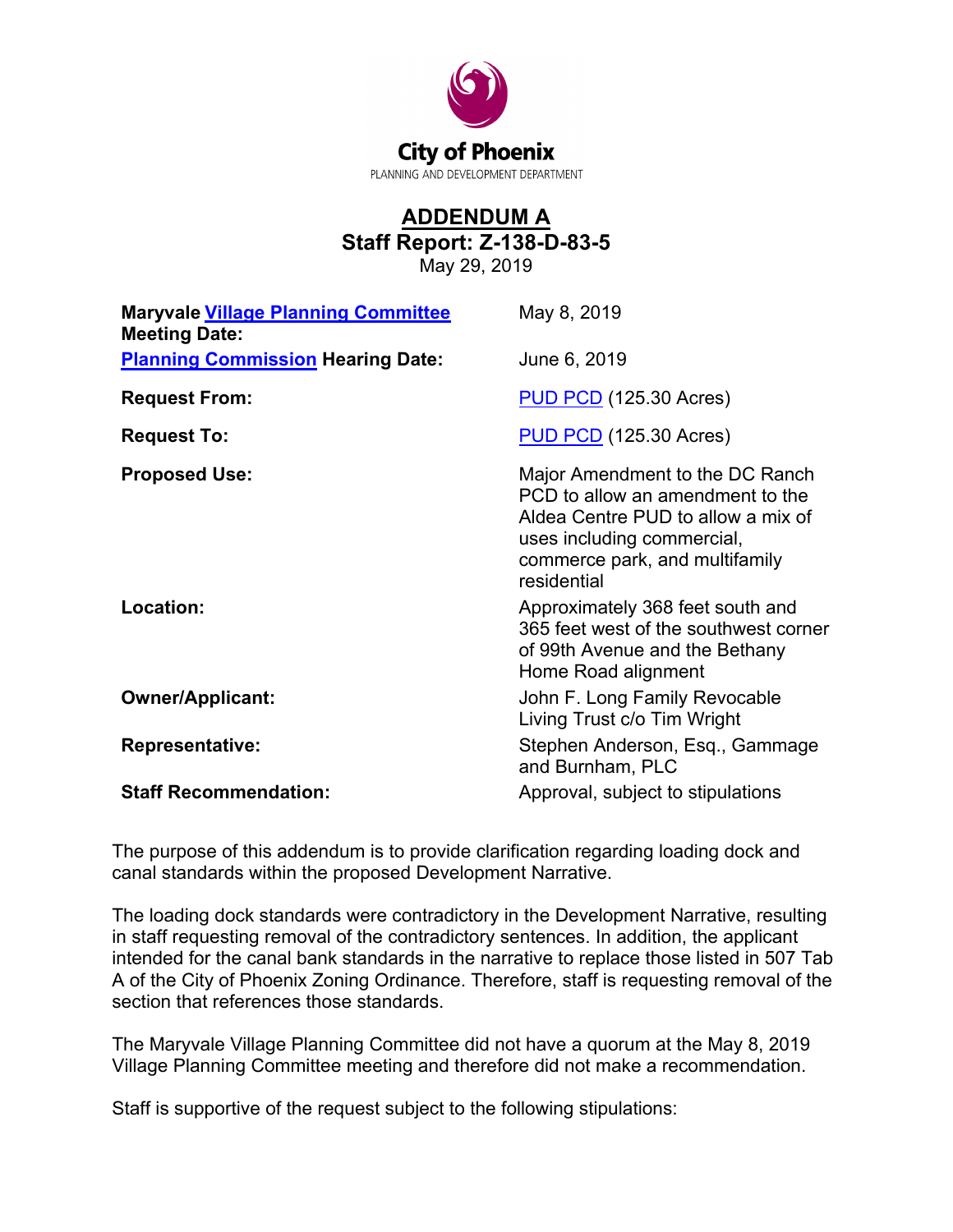City of Phoenix

PLANNING AND DEVELOPMENT DEPARTMENT

# ADDENDUM A

## Staff Report: Z-138-D-83-5

May 29, 2019

| | |
|---|---|
| **Maryvale Village Planning Committee Meeting Date:** | May 8, 2019 |
| **Planning Commission Hearing Date:** | June 6, 2019 |
| **Request From:** | PUD PCD (125.30 Acres) |
| **Request To:** | PUD PCD (125.30 Acres) |
| **Proposed Use:** | Major Amendment to the DC Ranch PCD to allow an amendment to the Aldea Centre PUD to allow a mix of uses including commercial, commerce park, and multifamily residential |
| **Location:** | Approximately 368 feet south and 365 feet west of the southwest corner of 99th Avenue and the Bethany Home Road alignment |
| **Owner/Applicant:** | John F. Long Family Revocable Living Trust c/o Tim Wright |
| **Representative:** | Stephen Anderson, Esq., Gammage and Burnham, PLC |
| **Staff Recommendation:** | Approval, subject to stipulations |

The purpose of this addendum is to provide clarification regarding loading dock and canal standards within the proposed Development Narrative.

The loading dock standards were contradictory in the Development Narrative, resulting in staff requesting removal of the contradictory sentences. In addition, the applicant intended for the canal bank standards in the narrative to replace those listed in 507 Tab A of the City of Phoenix Zoning Ordinance. Therefore, staff is requesting removal of the section that references those standards.

The Maryvale Village Planning Committee did not have a quorum at the May 8, 2019 Village Planning Committee meeting and therefore did not make a recommendation.

Staff is supportive of the request subject to the following stipulations: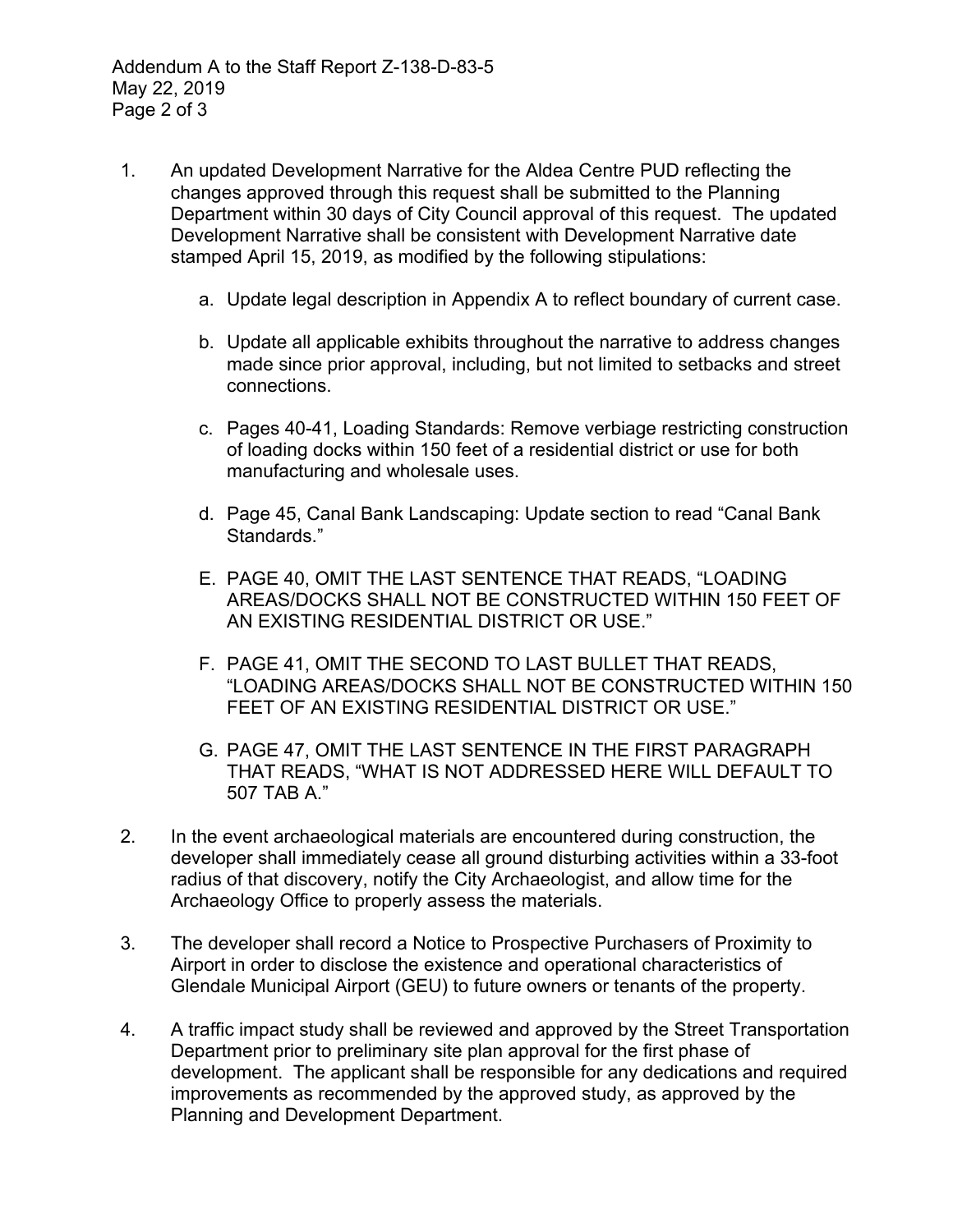1. An updated Development Narrative for the Aldea Centre PUD reflecting the changes approved through this request shall be submitted to the Planning Department within 30 days of City Council approval of this request. The updated Development Narrative shall be consistent with Development Narrative date stamped April 15, 2019, as modified by the following stipulations:

    a. Update legal description in Appendix A to reflect boundary of current case.

    b. Update all applicable exhibits throughout the narrative to address changes made since prior approval, including, but not limited to setbacks and street connections.

    c. Pages 40-41, Loading Standards: Remove verbiage restricting construction of loading docks within 150 feet of a residential district or use for both manufacturing and wholesale uses.

    d. Page 45, Canal Bank Landscaping: Update section to read "Canal Bank Standards."

    E. PAGE 40, OMIT THE LAST SENTENCE THAT READS, "LOADING AREAS/DOCKS SHALL NOT BE CONSTRUCTED WITHIN 150 FEET OF AN EXISTING RESIDENTIAL DISTRICT OR USE."

    F. PAGE 41, OMIT THE SECOND TO LAST BULLET THAT READS, "LOADING AREAS/DOCKS SHALL NOT BE CONSTRUCTED WITHIN 150 FEET OF AN EXISTING RESIDENTIAL DISTRICT OR USE."

    G. PAGE 47, OMIT THE LAST SENTENCE IN THE FIRST PARAGRAPH THAT READS, "WHAT IS NOT ADDRESSED HERE WILL DEFAULT TO 507 TAB A."

2. In the event archaeological materials are encountered during construction, the developer shall immediately cease all ground disturbing activities within a 33-foot radius of that discovery, notify the City Archaeologist, and allow time for the Archaeology Office to properly assess the materials.

3. The developer shall record a Notice to Prospective Purchasers of Proximity to Airport in order to disclose the existence and operational characteristics of Glendale Municipal Airport (GEU) to future owners or tenants of the property.

4. A traffic impact study shall be reviewed and approved by the Street Transportation Department prior to preliminary site plan approval for the first phase of development. The applicant shall be responsible for any dedications and required improvements as recommended by the approved study, as approved by the Planning and Development Department.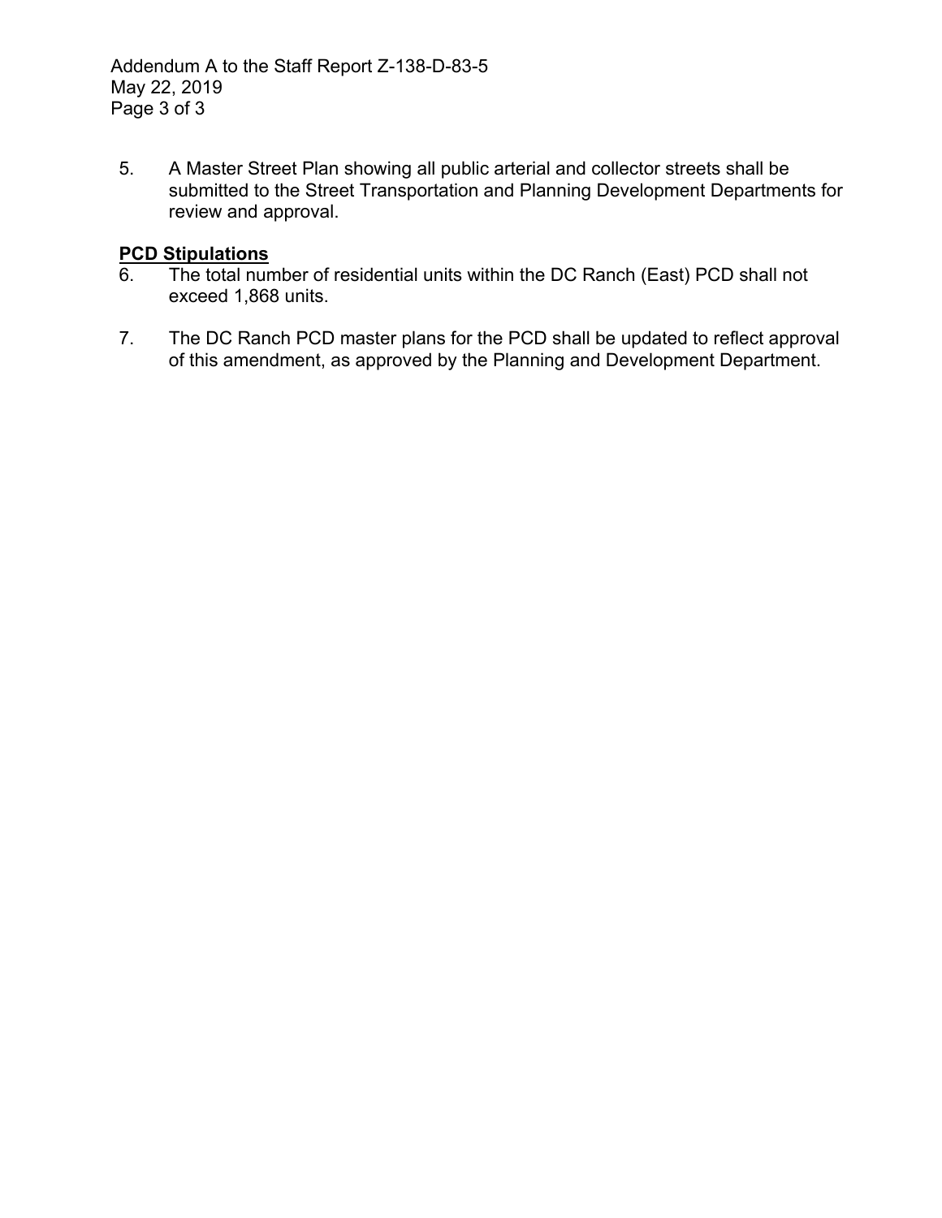5. A Master Street Plan showing all public arterial and collector streets shall be submitted to the Street Transportation and Planning Development Departments for review and approval.

**PCD Stipulations**

6. The total number of residential units within the DC Ranch (East) PCD shall not exceed 1,868 units.

7. The DC Ranch PCD master plans for the PCD shall be updated to reflect approval of this amendment, as approved by the Planning and Development Department.